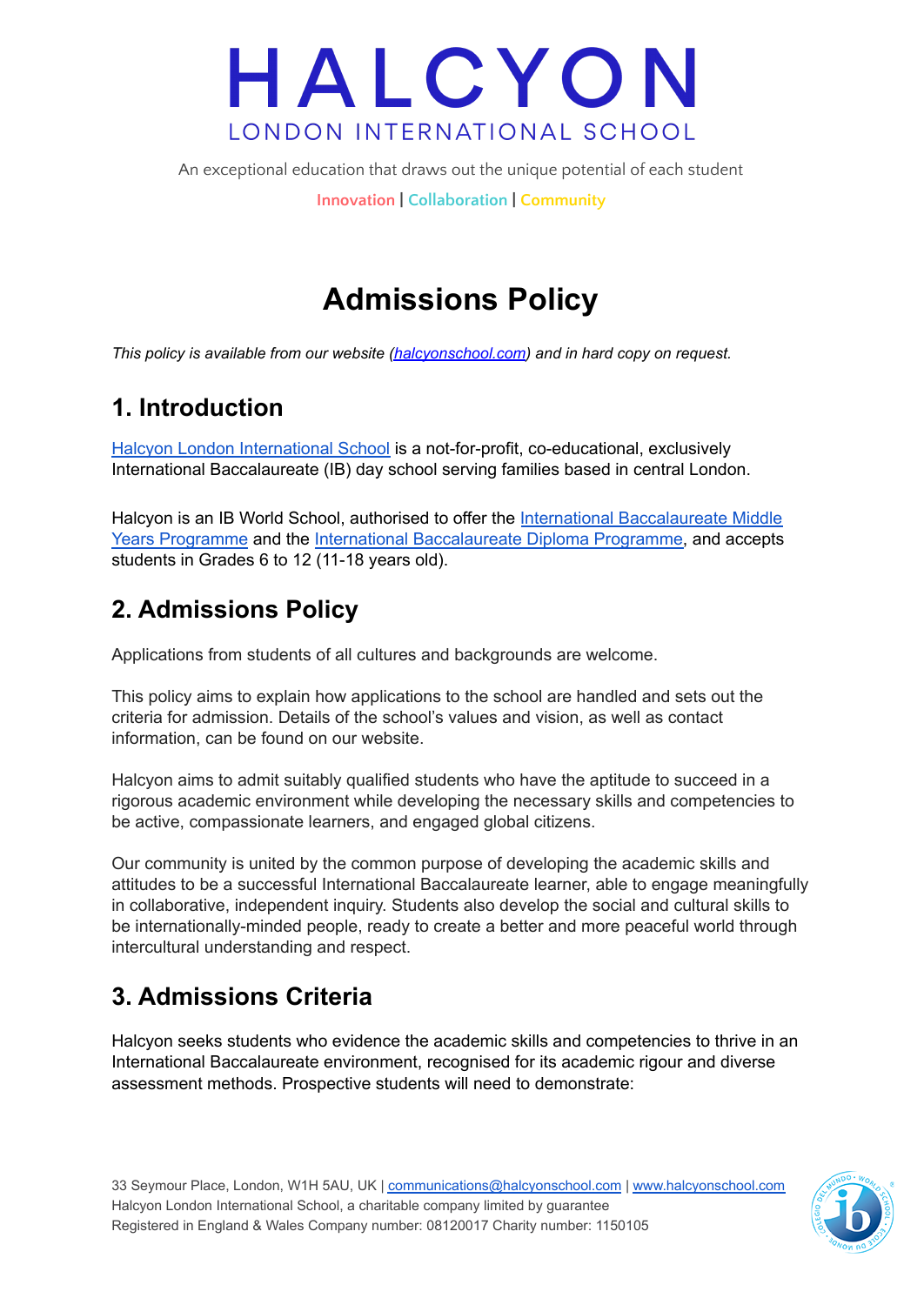# HALCYON

LONDON INTERNATIONAL SCHOOL

An exceptional education that draws out the unique potential of each student

Innovation | Collaboration | Community

# Admissions Policy

*This policy is available from our website (halcyonschool.com) and in hard copy on request.*

## 1. Introduction

Halcyon London International School is a not-for-profit, co-educational, exclusively International Baccalaureate (IB) day school serving families based in central London.

Halcyon is an IB World School, authorised to offer the International Baccalaureate Middle Years Programme and the International Baccalaureate Diploma Programme, and accepts students in Grades 6 to 12 (11-18 years old).

## 2. Admissions Policy

Applications from students of all cultures and backgrounds are welcome.

This policy aims to explain how applications to the school are handled and sets out the criteria for admission. Details of the school's values and vision, as well as contact information, can be found on our website.

Halcyon aims to admit suitably qualified students who have the aptitude to succeed in a rigorous academic environment while developing the necessary skills and competencies to be active, compassionate learners, and engaged global citizens.

Our community is united by the common purpose of developing the academic skills and attitudes to be a successful International Baccalaureate learner, able to engage meaningfully in collaborative, independent inquiry. Students also develop the social and cultural skills to be internationally-minded people, ready to create a better and more peaceful world through intercultural understanding and respect.

## 3. Admissions Criteria

Halcyon seeks students who evidence the academic skills and competencies to thrive in an International Baccalaureate environment, recognised for its academic rigour and diverse assessment methods. Prospective students will need to demonstrate: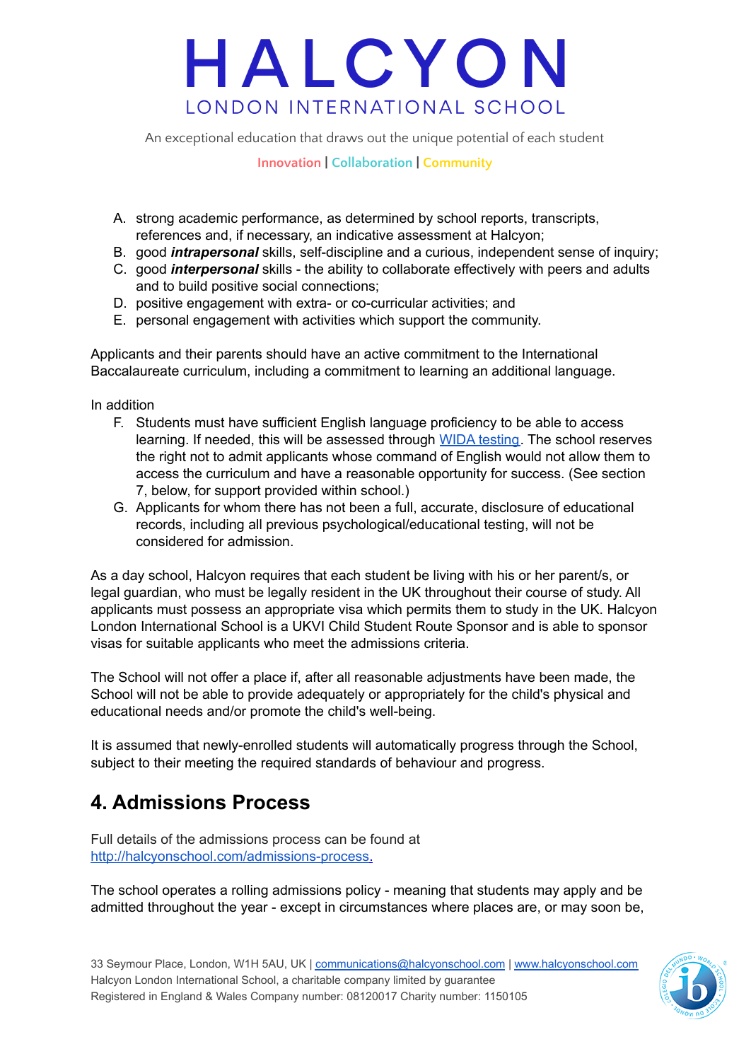A. strong academic performance, as determined by school reports, transcripts, references and, if necessary, an indicative assessment at Halcyon;
B. good ***intrapersonal*** skills, self-discipline and a curious, independent sense of inquiry;
C. good ***interpersonal*** skills - the ability to collaborate effectively with peers and adults and to build positive social connections;
D. positive engagement with extra- or co-curricular activities; and
E. personal engagement with activities which support the community.

Applicants and their parents should have an active commitment to the International Baccalaureate curriculum, including a commitment to learning an additional language.

In addition

F. Students must have sufficient English language proficiency to be able to access learning. If needed, this will be assessed through [WIDA testing](). The school reserves the right not to admit applicants whose command of English would not allow them to access the curriculum and have a reasonable opportunity for success. (See section 7, below, for support provided within school.)
G. Applicants for whom there has not been a full, accurate, disclosure of educational records, including all previous psychological/educational testing, will not be considered for admission.

As a day school, Halcyon requires that each student be living with his or her parent/s, or legal guardian, who must be legally resident in the UK throughout their course of study. All applicants must possess an appropriate visa which permits them to study in the UK. Halcyon London International School is a UKVI Child Student Route Sponsor and is able to sponsor visas for suitable applicants who meet the admissions criteria.

The School will not offer a place if, after all reasonable adjustments have been made, the School will not be able to provide adequately or appropriately for the child's physical and educational needs and/or promote the child's well-being.

It is assumed that newly-enrolled students will automatically progress through the School, subject to their meeting the required standards of behaviour and progress.

## 4. Admissions Process

Full details of the admissions process can be found at [http://halcyonschool.com/admissions-process.](http://halcyonschool.com/admissions-process)

The school operates a rolling admissions policy - meaning that students may apply and be admitted throughout the year - except in circumstances where places are, or may soon be,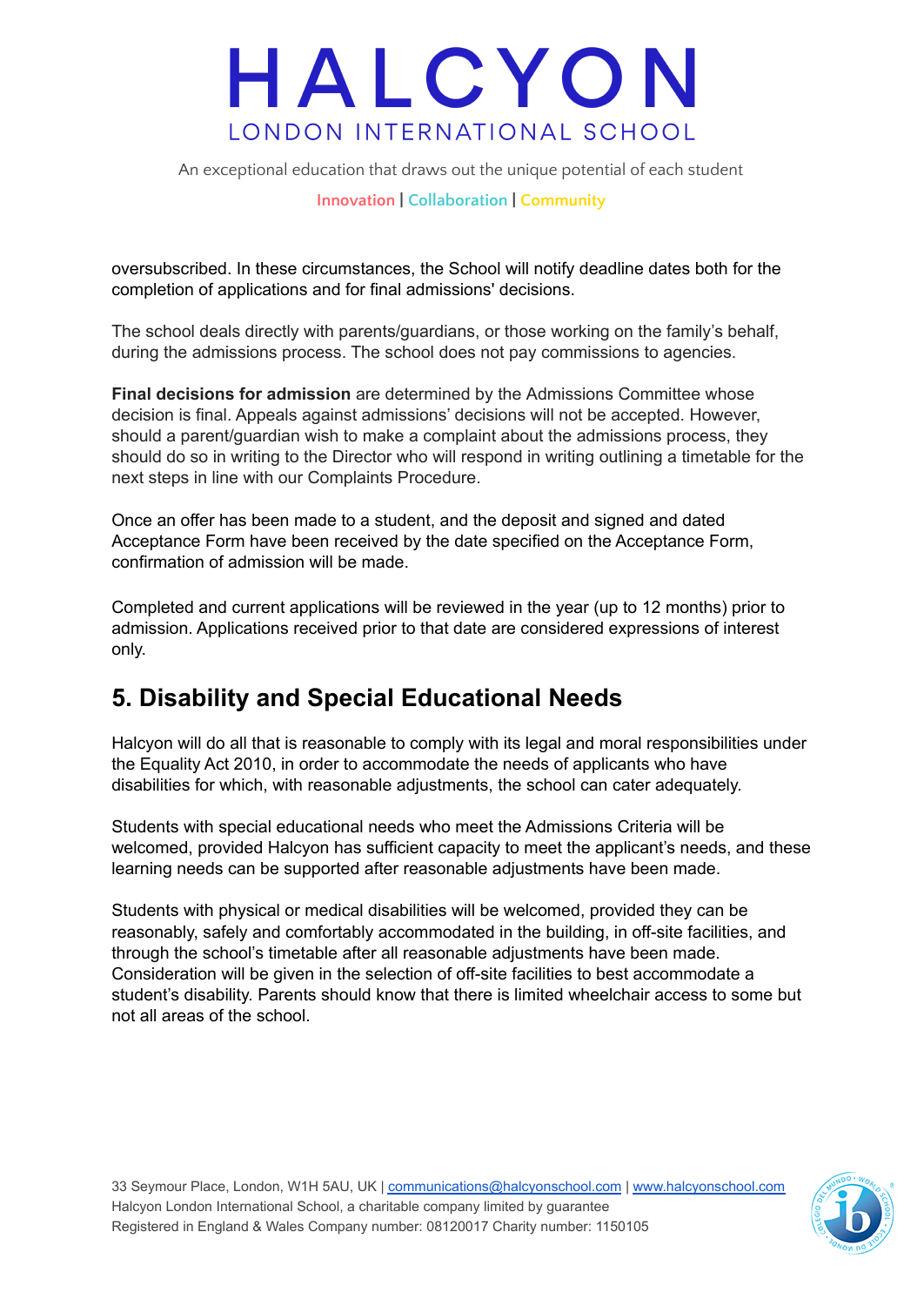oversubscribed. In these circumstances, the School will notify deadline dates both for the completion of applications and for final admissions' decisions.

The school deals directly with parents/guardians, or those working on the family's behalf, during the admissions process. The school does not pay commissions to agencies.

**Final decisions for admission** are determined by the Admissions Committee whose decision is final. Appeals against admissions' decisions will not be accepted. However, should a parent/guardian wish to make a complaint about the admissions process, they should do so in writing to the Director who will respond in writing outlining a timetable for the next steps in line with our Complaints Procedure.

Once an offer has been made to a student, and the deposit and signed and dated Acceptance Form have been received by the date specified on the Acceptance Form, confirmation of admission will be made.

Completed and current applications will be reviewed in the year (up to 12 months) prior to admission. Applications received prior to that date are considered expressions of interest only.

## 5. Disability and Special Educational Needs

Halcyon will do all that is reasonable to comply with its legal and moral responsibilities under the Equality Act 2010, in order to accommodate the needs of applicants who have disabilities for which, with reasonable adjustments, the school can cater adequately.

Students with special educational needs who meet the Admissions Criteria will be welcomed, provided Halcyon has sufficient capacity to meet the applicant's needs, and these learning needs can be supported after reasonable adjustments have been made.

Students with physical or medical disabilities will be welcomed, provided they can be reasonably, safely and comfortably accommodated in the building, in off-site facilities, and through the school's timetable after all reasonable adjustments have been made. Consideration will be given in the selection of off-site facilities to best accommodate a student's disability. Parents should know that there is limited wheelchair access to some but not all areas of the school.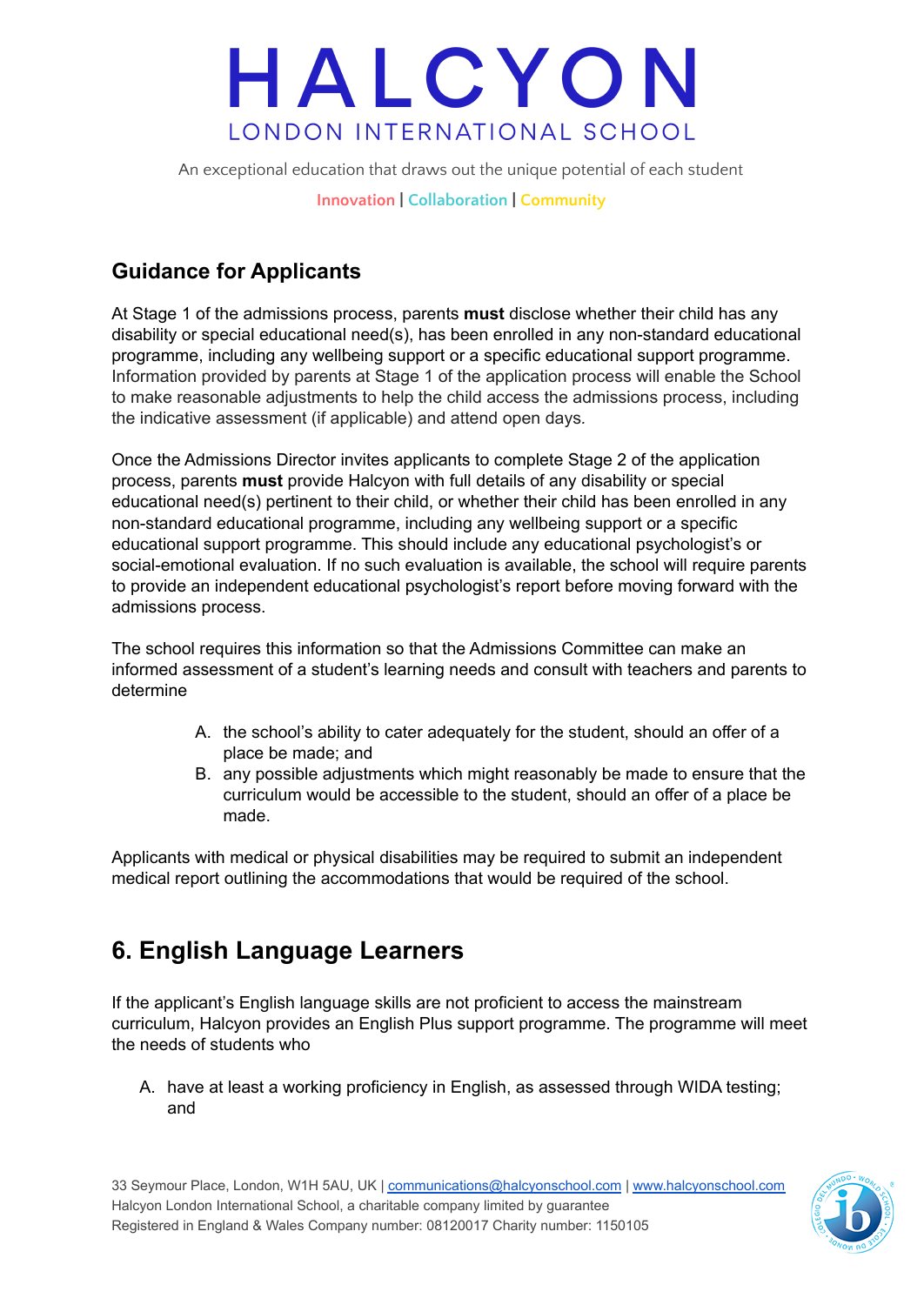## Guidance for Applicants

At Stage 1 of the admissions process, parents **must** disclose whether their child has any disability or special educational need(s), has been enrolled in any non-standard educational programme, including any wellbeing support or a specific educational support programme. Information provided by parents at Stage 1 of the application process will enable the School to make reasonable adjustments to help the child access the admissions process, including the indicative assessment (if applicable) and attend open days.

Once the Admissions Director invites applicants to complete Stage 2 of the application process, parents **must** provide Halcyon with full details of any disability or special educational need(s) pertinent to their child, or whether their child has been enrolled in any non-standard educational programme, including any wellbeing support or a specific educational support programme. This should include any educational psychologist's or social-emotional evaluation. If no such evaluation is available, the school will require parents to provide an independent educational psychologist's report before moving forward with the admissions process.

The school requires this information so that the Admissions Committee can make an informed assessment of a student's learning needs and consult with teachers and parents to determine

A. the school's ability to cater adequately for the student, should an offer of a place be made; and
B. any possible adjustments which might reasonably be made to ensure that the curriculum would be accessible to the student, should an offer of a place be made.

Applicants with medical or physical disabilities may be required to submit an independent medical report outlining the accommodations that would be required of the school.

# 6. English Language Learners

If the applicant's English language skills are not proficient to access the mainstream curriculum, Halcyon provides an English Plus support programme. The programme will meet the needs of students who

A. have at least a working proficiency in English, as assessed through WIDA testing; and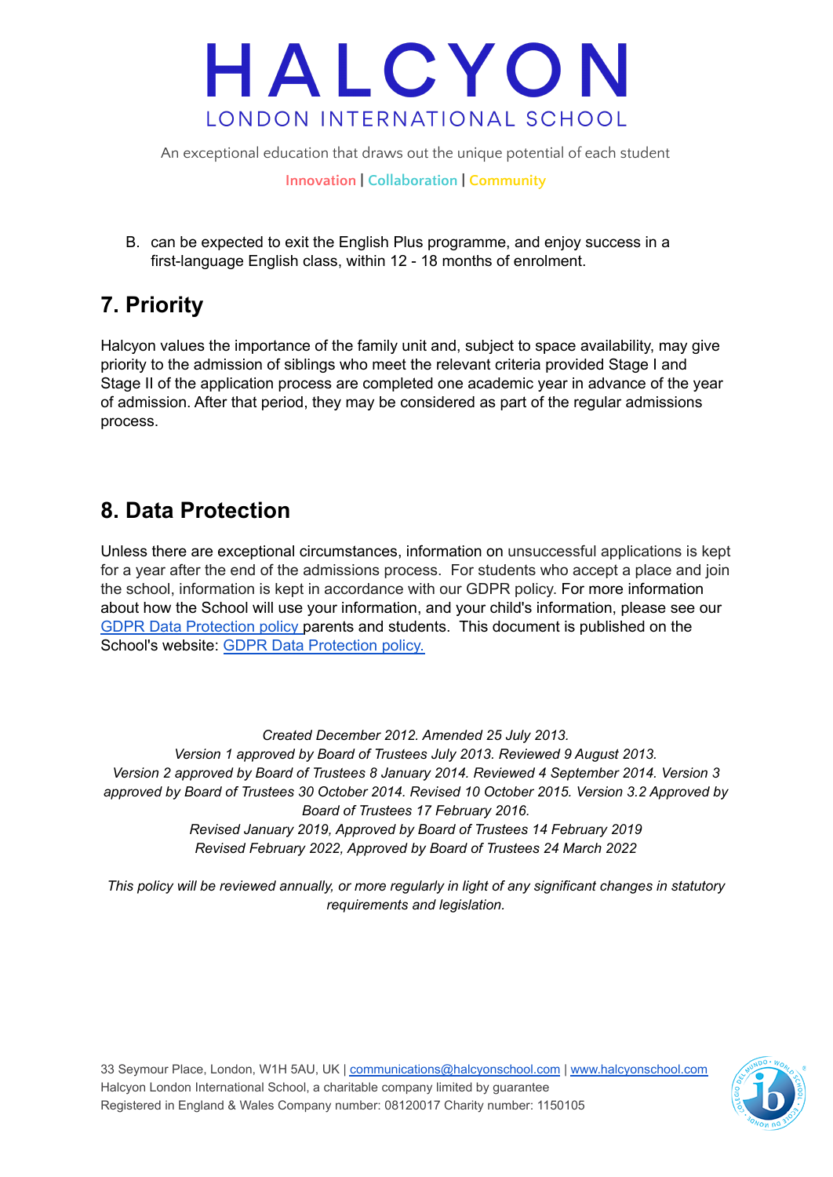B. can be expected to exit the English Plus programme, and enjoy success in a first-language English class, within 12 - 18 months of enrolment.

## 7. Priority

Halcyon values the importance of the family unit and, subject to space availability, may give priority to the admission of siblings who meet the relevant criteria provided Stage I and Stage II of the application process are completed one academic year in advance of the year of admission. After that period, they may be considered as part of the regular admissions process.

## 8. Data Protection

Unless there are exceptional circumstances, information on unsuccessful applications is kept for a year after the end of the admissions process. For students who accept a place and join the school, information is kept in accordance with our GDPR policy. For more information about how the School will use your information, and your child's information, please see our GDPR Data Protection policy parents and students. This document is published on the School's website: GDPR Data Protection policy.

*Created December 2012. Amended 25 July 2013.*
*Version 1 approved by Board of Trustees July 2013. Reviewed 9 August 2013.*
*Version 2 approved by Board of Trustees 8 January 2014. Reviewed 4 September 2014. Version 3 approved by Board of Trustees 30 October 2014. Revised 10 October 2015. Version 3.2 Approved by Board of Trustees 17 February 2016.*
*Revised January 2019, Approved by Board of Trustees 14 February 2019*
*Revised February 2022, Approved by Board of Trustees 24 March 2022*

*This policy will be reviewed annually, or more regularly in light of any significant changes in statutory requirements and legislation.*